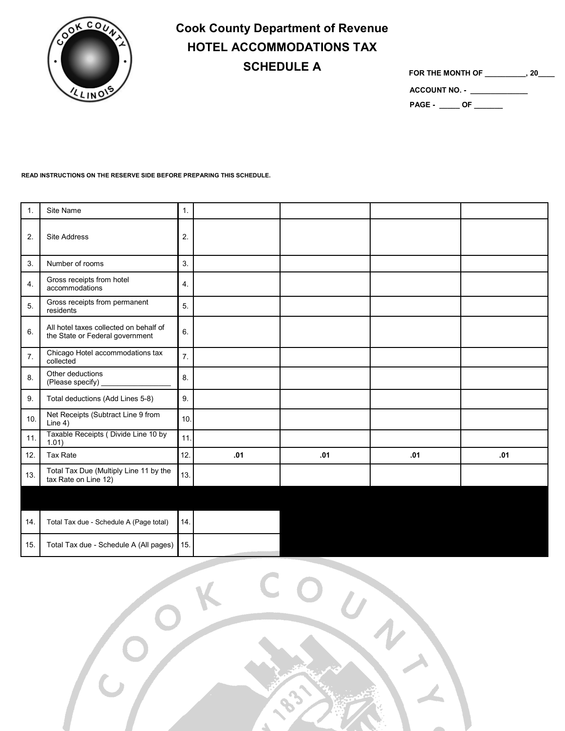# Cook County Department of Revenue
## HOTEL ACCOMMODATIONS TAX
## SCHEDULE A

**FOR THE MONTH OF __________, 20____**

**ACCOUNT NO. - ______________**

**PAGE - _____ OF _______**

**READ INSTRUCTIONS ON THE RESERVE SIDE BEFORE PREPARING THIS SCHEDULE.**

| | | | | | | |
|---|---|---|---|---|---|---|
| 1. | Site Name | 1. | | | | |
| 2. | Site Address | 2. | | | | |
| 3. | Number of rooms | 3. | | | | |
| 4. | Gross receipts from hotel accommodations | 4. | | | | |
| 5. | Gross receipts from permanent residents | 5. | | | | |
| 6. | All hotel taxes collected on behalf of the State or Federal government | 6. | | | | |
| 7. | Chicago Hotel accommodations tax collected | 7. | | | | |
| 8. | Other deductions (Please specify) _________________ | 8. | | | | |
| 9. | Total deductions (Add Lines 5-8) | 9. | | | | |
| 10. | Net Receipts (Subtract Line 9 from Line 4) | 10. | | | | |
| 11. | Taxable Receipts ( Divide Line 10 by 1.01) | 11. | | | | |
| 12. | Tax Rate | 12. | .01 | .01 | .01 | .01 |
| 13. | Total Tax Due (Multiply Line 11 by the tax Rate on Line 12) | 13. | | | | |
| 14. | Total Tax due - Schedule A (Page total) | 14. | | | | |
| 15. | Total Tax due - Schedule A (All pages) | 15. | | | | |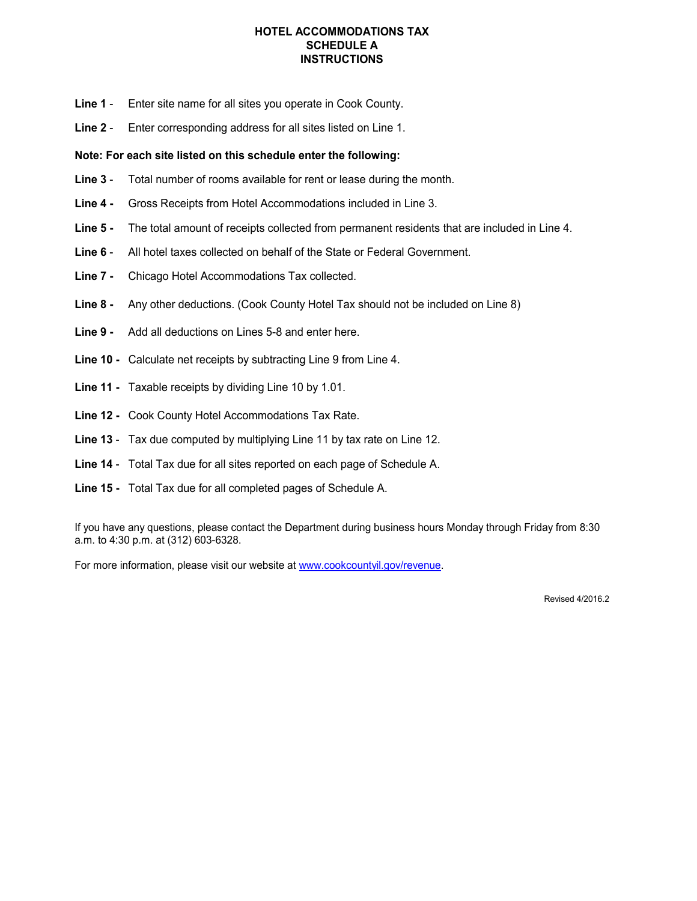# HOTEL ACCOMMODATIONS TAX
## SCHEDULE A
## INSTRUCTIONS

**Line 1** - Enter site name for all sites you operate in Cook County.

**Line 2** - Enter corresponding address for all sites listed on Line 1.

**Note: For each site listed on this schedule enter the following:**

**Line 3** - Total number of rooms available for rent or lease during the month.

**Line 4 -** Gross Receipts from Hotel Accommodations included in Line 3.

**Line 5 -** The total amount of receipts collected from permanent residents that are included in Line 4.

**Line 6** - All hotel taxes collected on behalf of the State or Federal Government.

**Line 7 -** Chicago Hotel Accommodations Tax collected.

**Line 8 -** Any other deductions. (Cook County Hotel Tax should not be included on Line 8)

**Line 9 -** Add all deductions on Lines 5-8 and enter here.

**Line 10 -** Calculate net receipts by subtracting Line 9 from Line 4.

**Line 11 -** Taxable receipts by dividing Line 10 by 1.01.

**Line 12 -** Cook County Hotel Accommodations Tax Rate.

**Line 13** - Tax due computed by multiplying Line 11 by tax rate on Line 12.

**Line 14** - Total Tax due for all sites reported on each page of Schedule A.

**Line 15 -** Total Tax due for all completed pages of Schedule A.

If you have any questions, please contact the Department during business hours Monday through Friday from 8:30 a.m. to 4:30 p.m. at (312) 603-6328.

For more information, please visit our website at [www.cookcountyil.gov/revenue](http://www.cookcountyil.gov/revenue).

Revised 4/2016.2